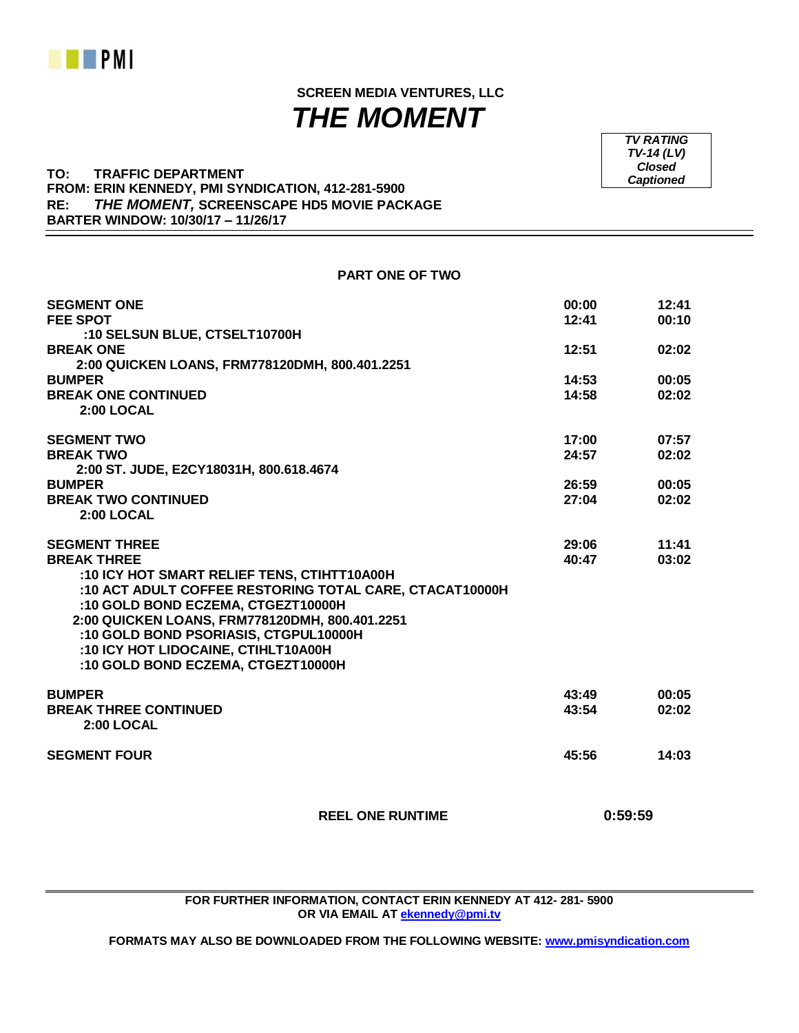PMI

**SCREEN MEDIA VENTURES, LLC**

# *THE MOMENT*

| *TV RATING* |
|---|
| *TV-14 (LV)* |
| *Closed Captioned* |

**TO: TRAFFIC DEPARTMENT**
**FROM: ERIN KENNEDY, PMI SYNDICATION, 412-281-5900**
**RE: *THE MOMENT,* SCREENSCAPE HD5 MOVIE PACKAGE**
**BARTER WINDOW: 10/30/17 – 11/26/17**

**PART ONE OF TWO**

| | | |
|---|---|---|
| **SEGMENT ONE** | **00:00** | **12:41** |
| **FEE SPOT** | **12:41** | **00:10** |
| **:10 SELSUN BLUE, CTSELT10700H** | | |
| **BREAK ONE** | **12:51** | **02:02** |
| **2:00 QUICKEN LOANS, FRM778120DMH, 800.401.2251** | | |
| **BUMPER** | **14:53** | **00:05** |
| **BREAK ONE CONTINUED** | **14:58** | **02:02** |
| **2:00 LOCAL** | | |
| **SEGMENT TWO** | **17:00** | **07:57** |
| **BREAK TWO** | **24:57** | **02:02** |
| **2:00 ST. JUDE, E2CY18031H, 800.618.4674** | | |
| **BUMPER** | **26:59** | **00:05** |
| **BREAK TWO CONTINUED** | **27:04** | **02:02** |
| **2:00 LOCAL** | | |
| **SEGMENT THREE** | **29:06** | **11:41** |
| **BREAK THREE** | **40:47** | **03:02** |
| **:10 ICY HOT SMART RELIEF TENS, CTIHTT10A00H** | | |
| **:10 ACT ADULT COFFEE RESTORING TOTAL CARE, CTACAT10000H** | | |
| **:10 GOLD BOND ECZEMA, CTGEZT10000H** | | |
| **2:00 QUICKEN LOANS, FRM778120DMH, 800.401.2251** | | |
| **:10 GOLD BOND PSORIASIS, CTGPUL10000H** | | |
| **:10 ICY HOT LIDOCAINE, CTIHLT10A00H** | | |
| **:10 GOLD BOND ECZEMA, CTGEZT10000H** | | |
| **BUMPER** | **43:49** | **00:05** |
| **BREAK THREE CONTINUED** | **43:54** | **02:02** |
| **2:00 LOCAL** | | |
| **SEGMENT FOUR** | **45:56** | **14:03** |

**REEL ONE RUNTIME 0:59:59**

**FOR FURTHER INFORMATION, CONTACT ERIN KENNEDY AT 412- 281- 5900**
**OR VIA EMAIL AT ekennedy@pmi.tv**

**FORMATS MAY ALSO BE DOWNLOADED FROM THE FOLLOWING WEBSITE: www.pmisyndication.com**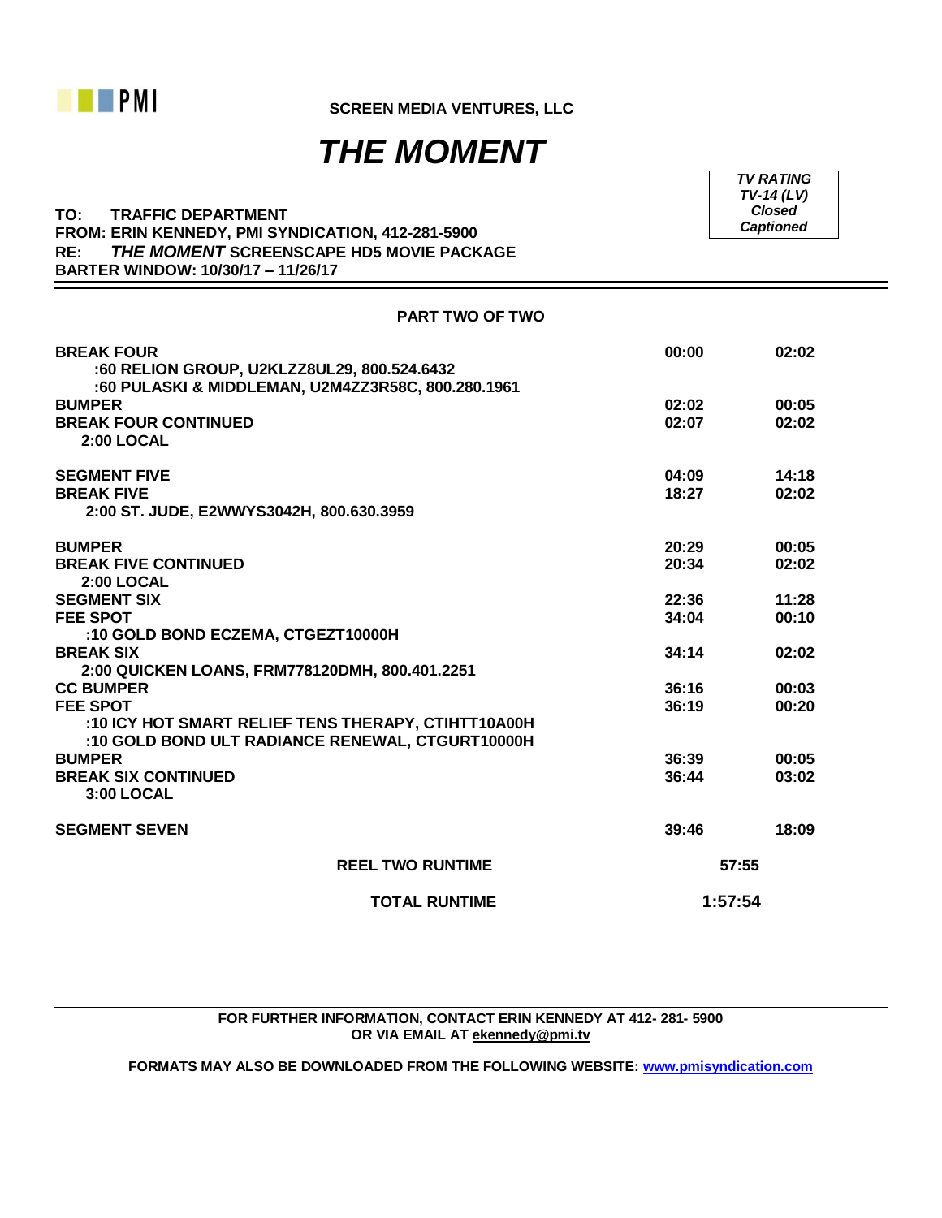**SCREEN MEDIA VENTURES, LLC**

# *THE MOMENT*

*TV RATING*
*TV-14 (LV)*
*Closed Captioned*

**TO: TRAFFIC DEPARTMENT**
**FROM: ERIN KENNEDY, PMI SYNDICATION, 412-281-5900**
**RE: *THE MOMENT* SCREENSCAPE HD5 MOVIE PACKAGE**
**BARTER WINDOW: 10/30/17 – 11/26/17**

---

**PART TWO OF TWO**

| | | |
|---|---|---|
| **BREAK FOUR** | **00:00** | **02:02** |
| **:60 RELION GROUP, U2KLZZ8UL29, 800.524.6432** | | |
| **:60 PULASKI & MIDDLEMAN, U2M4ZZ3R58C, 800.280.1961** | | |
| **BUMPER** | **02:02** | **00:05** |
| **BREAK FOUR CONTINUED** | **02:07** | **02:02** |
| **2:00 LOCAL** | | |
| **SEGMENT FIVE** | **04:09** | **14:18** |
| **BREAK FIVE** | **18:27** | **02:02** |
| **2:00 ST. JUDE, E2WWYS3042H, 800.630.3959** | | |
| **BUMPER** | **20:29** | **00:05** |
| **BREAK FIVE CONTINUED** | **20:34** | **02:02** |
| **2:00 LOCAL** | | |
| **SEGMENT SIX** | **22:36** | **11:28** |
| **FEE SPOT** | **34:04** | **00:10** |
| **:10 GOLD BOND ECZEMA, CTGEZT10000H** | | |
| **BREAK SIX** | **34:14** | **02:02** |
| **2:00 QUICKEN LOANS, FRM778120DMH, 800.401.2251** | | |
| **CC BUMPER** | **36:16** | **00:03** |
| **FEE SPOT** | **36:19** | **00:20** |
| **:10 ICY HOT SMART RELIEF TENS THERAPY, CTIHTT10A00H** | | |
| **:10 GOLD BOND ULT RADIANCE RENEWAL, CTGURT10000H** | | |
| **BUMPER** | **36:39** | **00:05** |
| **BREAK SIX CONTINUED** | **36:44** | **03:02** |
| **3:00 LOCAL** | | |
| **SEGMENT SEVEN** | **39:46** | **18:09** |
| **REEL TWO RUNTIME** | **57:55** | |
| **TOTAL RUNTIME** | **1:57:54** | |

---

**FOR FURTHER INFORMATION, CONTACT ERIN KENNEDY AT 412- 281- 5900**
**OR VIA EMAIL AT ekennedy@pmi.tv**

**FORMATS MAY ALSO BE DOWNLOADED FROM THE FOLLOWING WEBSITE: www.pmisyndication.com**